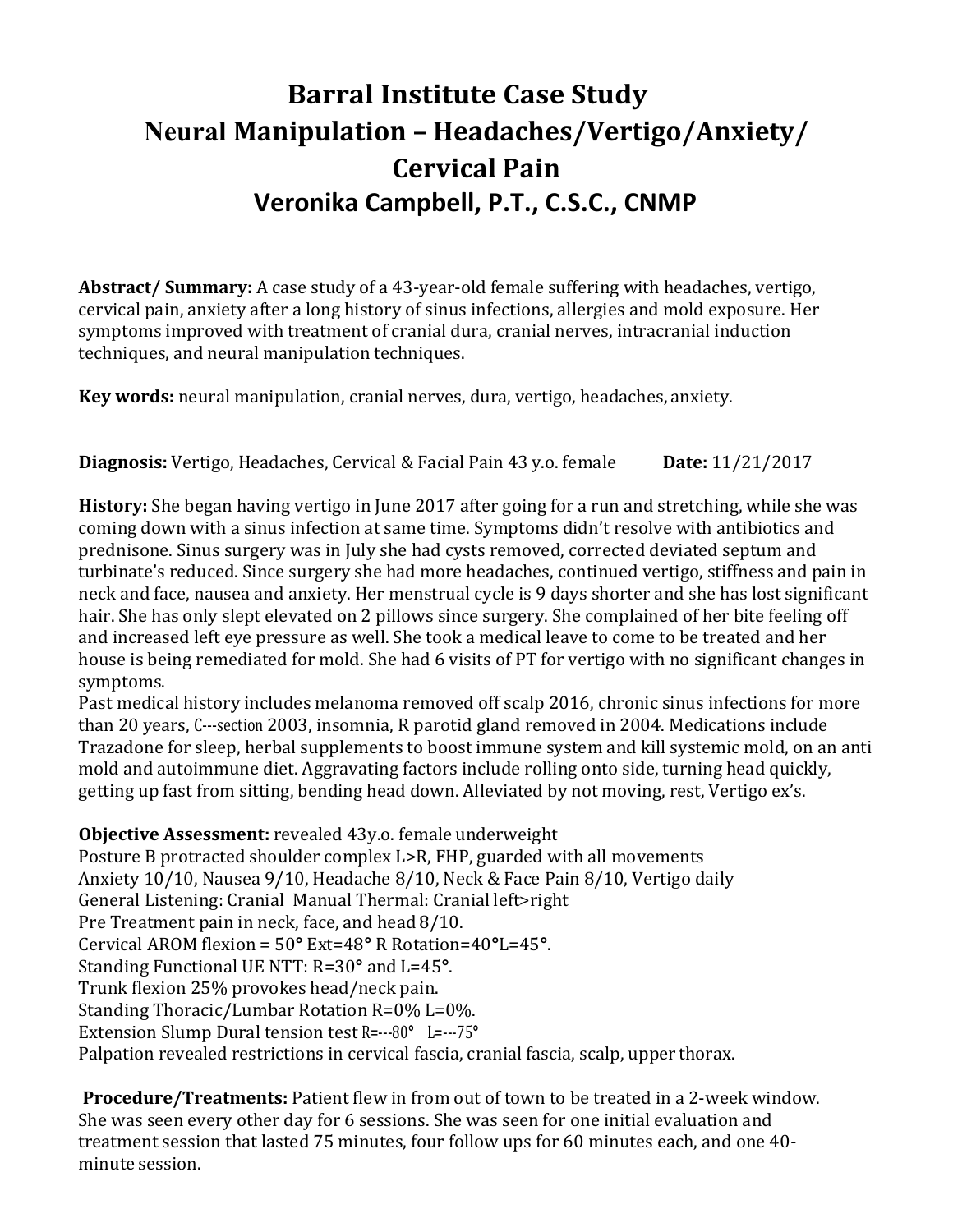# Barral Institute Case Study
# Neural Manipulation – Headaches/Vertigo/Anxiety/ Cervical Pain
## Veronika Campbell, P.T., C.S.C., CNMP

**Abstract/ Summary:** A case study of a 43-year-old female suffering with headaches, vertigo, cervical pain, anxiety after a long history of sinus infections, allergies and mold exposure. Her symptoms improved with treatment of cranial dura, cranial nerves, intracranial induction techniques, and neural manipulation techniques.

**Key words:** neural manipulation, cranial nerves, dura, vertigo, headaches, anxiety.

**Diagnosis:** Vertigo, Headaches, Cervical & Facial Pain 43 y.o. female **Date:** 11/21/2017

**History:** She began having vertigo in June 2017 after going for a run and stretching, while she was coming down with a sinus infection at same time. Symptoms didn't resolve with antibiotics and prednisone. Sinus surgery was in July she had cysts removed, corrected deviated septum and turbinate's reduced. Since surgery she had more headaches, continued vertigo, stiffness and pain in neck and face, nausea and anxiety. Her menstrual cycle is 9 days shorter and she has lost significant hair. She has only slept elevated on 2 pillows since surgery. She complained of her bite feeling off and increased left eye pressure as well. She took a medical leave to come to be treated and her house is being remediated for mold. She had 6 visits of PT for vertigo with no significant changes in symptoms.

Past medical history includes melanoma removed off scalp 2016, chronic sinus infections for more than 20 years, C---section 2003, insomnia, R parotid gland removed in 2004. Medications include Trazadone for sleep, herbal supplements to boost immune system and kill systemic mold, on an anti mold and autoimmune diet. Aggravating factors include rolling onto side, turning head quickly, getting up fast from sitting, bending head down. Alleviated by not moving, rest, Vertigo ex's.

**Objective Assessment:** revealed 43y.o. female underweight
Posture B protracted shoulder complex L>R, FHP, guarded with all movements
Anxiety 10/10, Nausea 9/10, Headache 8/10, Neck & Face Pain 8/10, Vertigo daily
General Listening: Cranial Manual Thermal: Cranial left>right
Pre Treatment pain in neck, face, and head 8/10.
Cervical AROM flexion = 50° Ext=48° R Rotation=40°L=45°.
Standing Functional UE NTT: R=30° and L=45°.
Trunk flexion 25% provokes head/neck pain.
Standing Thoracic/Lumbar Rotation R=0% L=0%.
Extension Slump Dural tension test R=---80° L=---75°
Palpation revealed restrictions in cervical fascia, cranial fascia, scalp, upper thorax.

**Procedure/Treatments:** Patient flew in from out of town to be treated in a 2-week window. She was seen every other day for 6 sessions. She was seen for one initial evaluation and treatment session that lasted 75 minutes, four follow ups for 60 minutes each, and one 40-minute session.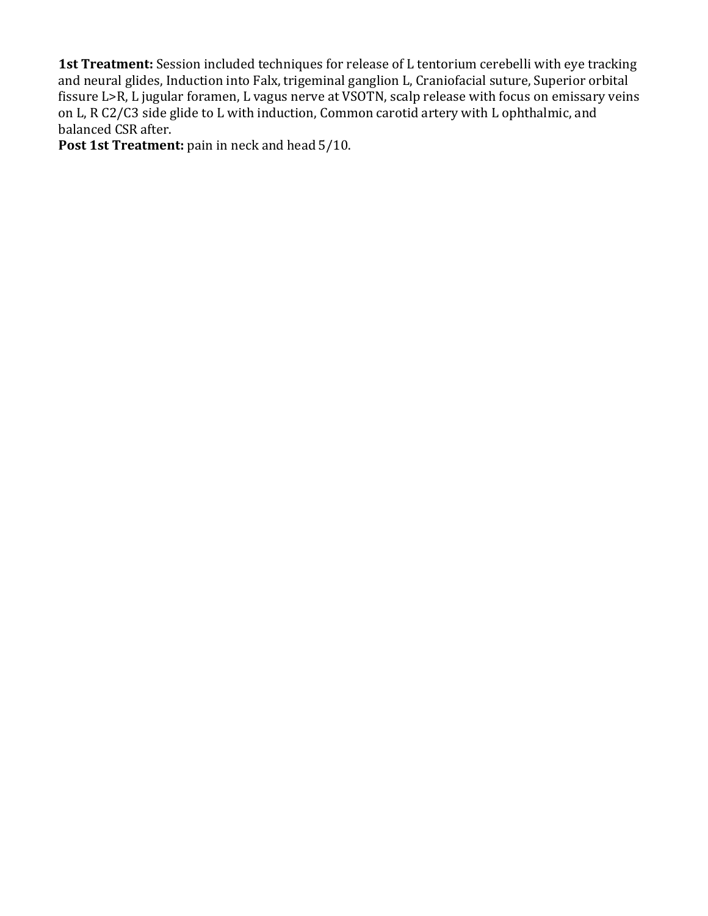**1st Treatment:** Session included techniques for release of L tentorium cerebelli with eye tracking and neural glides, Induction into Falx, trigeminal ganglion L, Craniofacial suture, Superior orbital fissure L>R, L jugular foramen, L vagus nerve at VSOTN, scalp release with focus on emissary veins on L, R C2/C3 side glide to L with induction, Common carotid artery with L ophthalmic, and balanced CSR after.

**Post 1st Treatment:** pain in neck and head 5/10.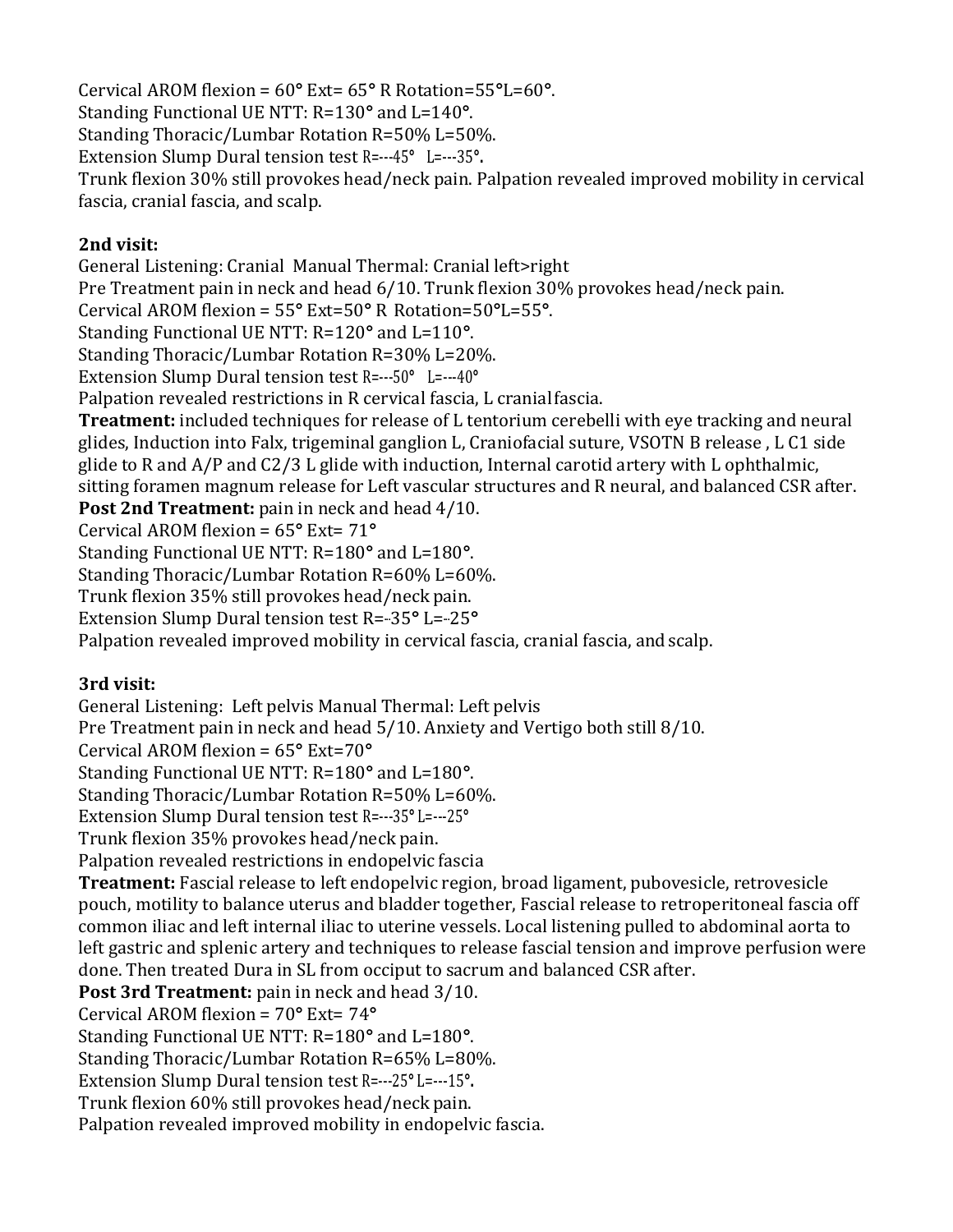Cervical AROM flexion = 60° Ext= 65° R Rotation=55°L=60°.
Standing Functional UE NTT: R=130° and L=140°.
Standing Thoracic/Lumbar Rotation R=50% L=50%.
Extension Slump Dural tension test R=---45° L=---35°.
Trunk flexion 30% still provokes head/neck pain. Palpation revealed improved mobility in cervical fascia, cranial fascia, and scalp.

**2nd visit:**
General Listening: Cranial Manual Thermal: Cranial left>right
Pre Treatment pain in neck and head 6/10. Trunk flexion 30% provokes head/neck pain.
Cervical AROM flexion = 55° Ext=50° R Rotation=50°L=55°.
Standing Functional UE NTT: R=120° and L=110°.
Standing Thoracic/Lumbar Rotation R=30% L=20%.
Extension Slump Dural tension test R=---50° L=---40°
Palpation revealed restrictions in R cervical fascia, L cranial fascia.
**Treatment:** included techniques for release of L tentorium cerebelli with eye tracking and neural glides, Induction into Falx, trigeminal ganglion L, Craniofacial suture, VSOTN B release , L C1 side glide to R and A/P and C2/3 L glide with induction, Internal carotid artery with L ophthalmic, sitting foramen magnum release for Left vascular structures and R neural, and balanced CSR after.
**Post 2nd Treatment:** pain in neck and head 4/10.
Cervical AROM flexion = 65° Ext= 71°
Standing Functional UE NTT: R=180° and L=180°.
Standing Thoracic/Lumbar Rotation R=60% L=60%.
Trunk flexion 35% still provokes head/neck pain.
Extension Slump Dural tension test R=-35° L=-25°
Palpation revealed improved mobility in cervical fascia, cranial fascia, and scalp.

**3rd visit:**
General Listening: Left pelvis Manual Thermal: Left pelvis
Pre Treatment pain in neck and head 5/10. Anxiety and Vertigo both still 8/10.
Cervical AROM flexion = 65° Ext=70°
Standing Functional UE NTT: R=180° and L=180°.
Standing Thoracic/Lumbar Rotation R=50% L=60%.
Extension Slump Dural tension test R=---35° L=---25°
Trunk flexion 35% provokes head/neck pain.
Palpation revealed restrictions in endopelvic fascia
**Treatment:** Fascial release to left endopelvic region, broad ligament, pubovesicle, retrovesicle pouch, motility to balance uterus and bladder together, Fascial release to retroperitoneal fascia off common iliac and left internal iliac to uterine vessels. Local listening pulled to abdominal aorta to left gastric and splenic artery and techniques to release fascial tension and improve perfusion were done. Then treated Dura in SL from occiput to sacrum and balanced CSR after.
**Post 3rd Treatment:** pain in neck and head 3/10.
Cervical AROM flexion = 70° Ext= 74°
Standing Functional UE NTT: R=180° and L=180°.
Standing Thoracic/Lumbar Rotation R=65% L=80%.
Extension Slump Dural tension test R=---25° L=---15°.
Trunk flexion 60% still provokes head/neck pain.
Palpation revealed improved mobility in endopelvic fascia.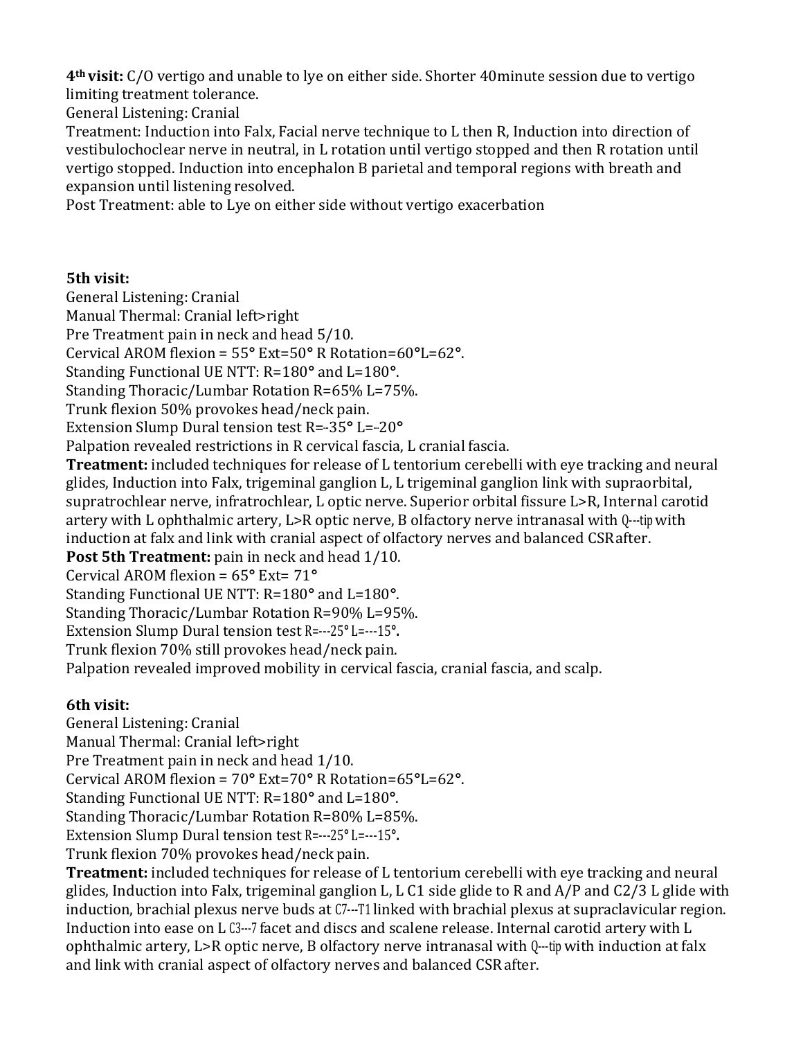**4th visit:** C/O vertigo and unable to lye on either side. Shorter 40minute session due to vertigo limiting treatment tolerance.
General Listening: Cranial
Treatment: Induction into Falx, Facial nerve technique to L then R, Induction into direction of vestibulochoclear nerve in neutral, in L rotation until vertigo stopped and then R rotation until vertigo stopped. Induction into encephalon B parietal and temporal regions with breath and expansion until listening resolved.
Post Treatment: able to Lye on either side without vertigo exacerbation

**5th visit:**
General Listening: Cranial
Manual Thermal: Cranial left>right
Pre Treatment pain in neck and head 5/10.
Cervical AROM flexion = 55° Ext=50° R Rotation=60°L=62°.
Standing Functional UE NTT: R=180° and L=180°.
Standing Thoracic/Lumbar Rotation R=65% L=75%.
Trunk flexion 50% provokes head/neck pain.
Extension Slump Dural tension test R=-35° L=-20°
Palpation revealed restrictions in R cervical fascia, L cranial fascia.
**Treatment:** included techniques for release of L tentorium cerebelli with eye tracking and neural glides, Induction into Falx, trigeminal ganglion L, L trigeminal ganglion link with supraorbital, supratrochlear nerve, infratrochlear, L optic nerve. Superior orbital fissure L>R, Internal carotid artery with L ophthalmic artery, L>R optic nerve, B olfactory nerve intranasal with Q-tip with induction at falx and link with cranial aspect of olfactory nerves and balanced CSR after.
**Post 5th Treatment:** pain in neck and head 1/10.
Cervical AROM flexion = 65° Ext= 71°
Standing Functional UE NTT: R=180° and L=180°.
Standing Thoracic/Lumbar Rotation R=90% L=95%.
Extension Slump Dural tension test R=-25° L=-15°.
Trunk flexion 70% still provokes head/neck pain.
Palpation revealed improved mobility in cervical fascia, cranial fascia, and scalp.

**6th visit:**
General Listening: Cranial
Manual Thermal: Cranial left>right
Pre Treatment pain in neck and head 1/10.
Cervical AROM flexion = 70° Ext=70° R Rotation=65°L=62°.
Standing Functional UE NTT: R=180° and L=180°.
Standing Thoracic/Lumbar Rotation R=80% L=85%.
Extension Slump Dural tension test R=-25° L=-15°.
Trunk flexion 70% provokes head/neck pain.
**Treatment:** included techniques for release of L tentorium cerebelli with eye tracking and neural glides, Induction into Falx, trigeminal ganglion L, L C1 side glide to R and A/P and C2/3 L glide with induction, brachial plexus nerve buds at C7-T1 linked with brachial plexus at supraclavicular region. Induction into ease on L C3-7 facet and discs and scalene release. Internal carotid artery with L ophthalmic artery, L>R optic nerve, B olfactory nerve intranasal with Q-tip with induction at falx and link with cranial aspect of olfactory nerves and balanced CSR after.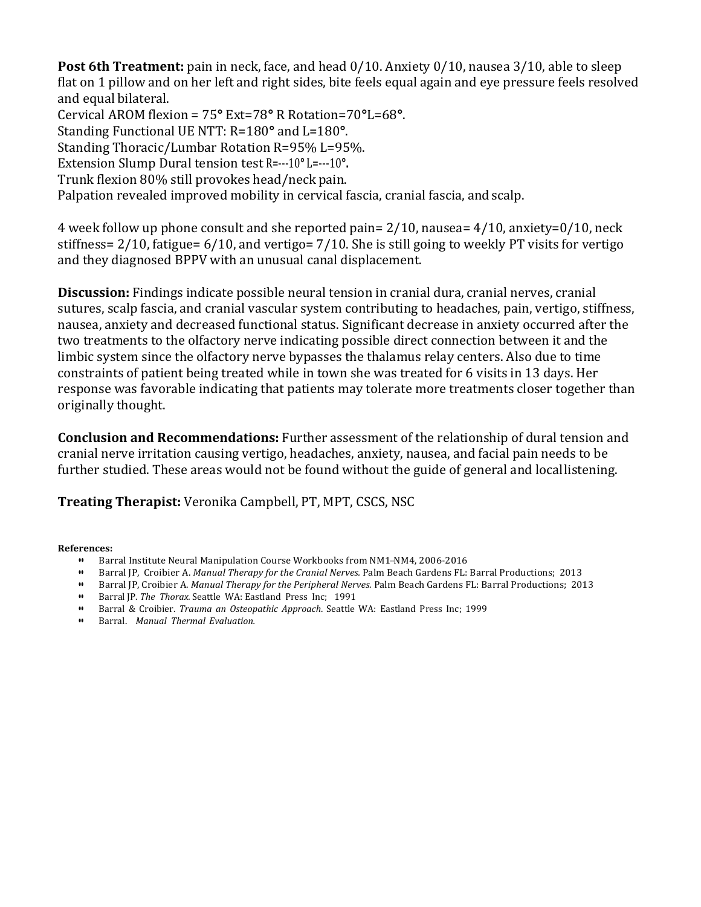**Post 6th Treatment:** pain in neck, face, and head 0/10. Anxiety 0/10, nausea 3/10, able to sleep flat on 1 pillow and on her left and right sides, bite feels equal again and eye pressure feels resolved and equal bilateral.

Cervical AROM flexion = 75° Ext=78° R Rotation=70°L=68°.

Standing Functional UE NTT: R=180° and L=180°.

Standing Thoracic/Lumbar Rotation R=95% L=95%.

Extension Slump Dural tension test R=---10° L=---10°.

Trunk flexion 80% still provokes head/neck pain.

Palpation revealed improved mobility in cervical fascia, cranial fascia, and scalp.

4 week follow up phone consult and she reported pain= 2/10, nausea= 4/10, anxiety=0/10, neck stiffness= 2/10, fatigue= 6/10, and vertigo= 7/10. She is still going to weekly PT visits for vertigo and they diagnosed BPPV with an unusual canal displacement.

**Discussion:** Findings indicate possible neural tension in cranial dura, cranial nerves, cranial sutures, scalp fascia, and cranial vascular system contributing to headaches, pain, vertigo, stiffness, nausea, anxiety and decreased functional status. Significant decrease in anxiety occurred after the two treatments to the olfactory nerve indicating possible direct connection between it and the limbic system since the olfactory nerve bypasses the thalamus relay centers. Also due to time constraints of patient being treated while in town she was treated for 6 visits in 13 days. Her response was favorable indicating that patients may tolerate more treatments closer together than originally thought.

**Conclusion and Recommendations:** Further assessment of the relationship of dural tension and cranial nerve irritation causing vertigo, headaches, anxiety, nausea, and facial pain needs to be further studied. These areas would not be found without the guide of general and local listening.

**Treating Therapist:** Veronika Campbell, PT, MPT, CSCS, NSC

**References:**

- Barral Institute Neural Manipulation Course Workbooks from NM1–NM4, 2006-2016
- Barral JP, Croibier A. *Manual Therapy for the Cranial Nerves.* Palm Beach Gardens FL: Barral Productions; 2013
- Barral JP, Croibier A. *Manual Therapy for the Peripheral Nerves.* Palm Beach Gardens FL: Barral Productions; 2013
- Barral JP. *The Thorax.* Seattle WA: Eastland Press Inc; 1991
- Barral & Croibier. *Trauma an Osteopathic Approach.* Seattle WA: Eastland Press Inc; 1999
- Barral. *Manual Thermal Evaluation.*